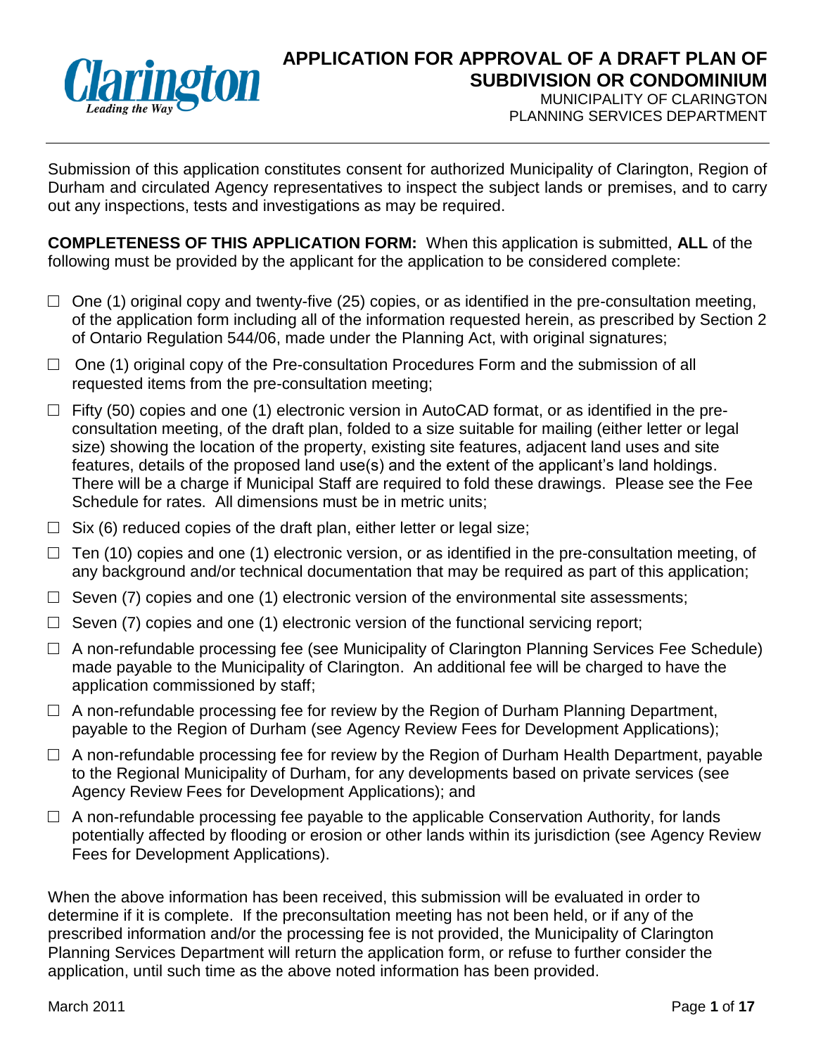# APPLICATION FOR APPROVAL OF A DRAFT PLAN OF SUBDIVISION OR CONDOMINIUM

MUNICIPALITY OF CLARINGTON
PLANNING SERVICES DEPARTMENT

Submission of this application constitutes consent for authorized Municipality of Clarington, Region of Durham and circulated Agency representatives to inspect the subject lands or premises, and to carry out any inspections, tests and investigations as may be required.

**COMPLETENESS OF THIS APPLICATION FORM:** When this application is submitted, **ALL** of the following must be provided by the applicant for the application to be considered complete:

- ☐ One (1) original copy and twenty-five (25) copies, or as identified in the pre-consultation meeting, of the application form including all of the information requested herein, as prescribed by Section 2 of Ontario Regulation 544/06, made under the Planning Act, with original signatures;
- ☐ One (1) original copy of the Pre-consultation Procedures Form and the submission of all requested items from the pre-consultation meeting;
- ☐ Fifty (50) copies and one (1) electronic version in AutoCAD format, or as identified in the pre-consultation meeting, of the draft plan, folded to a size suitable for mailing (either letter or legal size) showing the location of the property, existing site features, adjacent land uses and site features, details of the proposed land use(s) and the extent of the applicant's land holdings. There will be a charge if Municipal Staff are required to fold these drawings. Please see the Fee Schedule for rates. All dimensions must be in metric units;
- ☐ Six (6) reduced copies of the draft plan, either letter or legal size;
- ☐ Ten (10) copies and one (1) electronic version, or as identified in the pre-consultation meeting, of any background and/or technical documentation that may be required as part of this application;
- ☐ Seven (7) copies and one (1) electronic version of the environmental site assessments;
- ☐ Seven (7) copies and one (1) electronic version of the functional servicing report;
- ☐ A non-refundable processing fee (see Municipality of Clarington Planning Services Fee Schedule) made payable to the Municipality of Clarington. An additional fee will be charged to have the application commissioned by staff;
- ☐ A non-refundable processing fee for review by the Region of Durham Planning Department, payable to the Region of Durham (see Agency Review Fees for Development Applications);
- ☐ A non-refundable processing fee for review by the Region of Durham Health Department, payable to the Regional Municipality of Durham, for any developments based on private services (see Agency Review Fees for Development Applications); and
- ☐ A non-refundable processing fee payable to the applicable Conservation Authority, for lands potentially affected by flooding or erosion or other lands within its jurisdiction (see Agency Review Fees for Development Applications).

When the above information has been received, this submission will be evaluated in order to determine if it is complete. If the preconsultation meeting has not been held, or if any of the prescribed information and/or the processing fee is not provided, the Municipality of Clarington Planning Services Department will return the application form, or refuse to further consider the application, until such time as the above noted information has been provided.

March 2011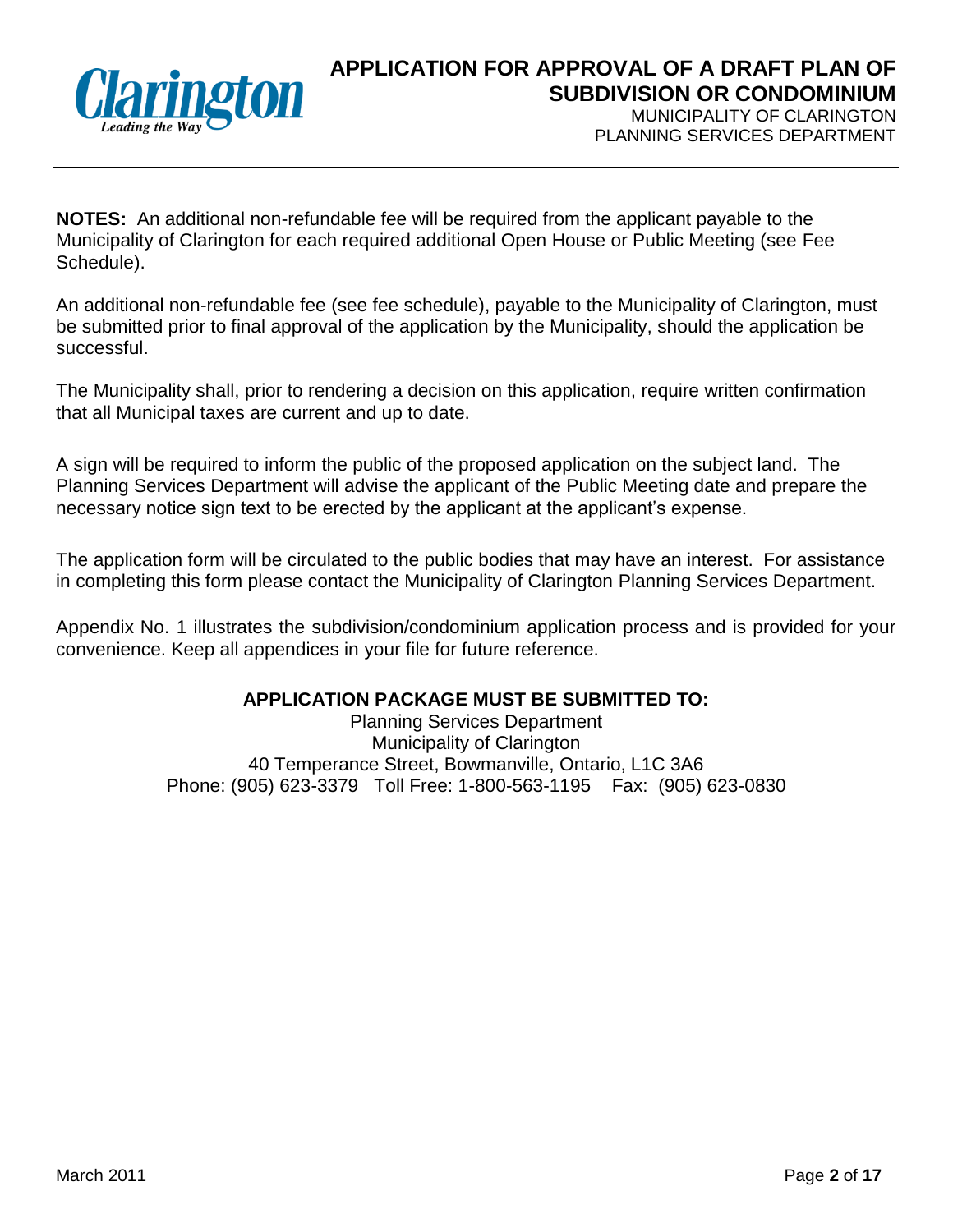**NOTES:** An additional non-refundable fee will be required from the applicant payable to the Municipality of Clarington for each required additional Open House or Public Meeting (see Fee Schedule).

An additional non-refundable fee (see fee schedule), payable to the Municipality of Clarington, must be submitted prior to final approval of the application by the Municipality, should the application be successful.

The Municipality shall, prior to rendering a decision on this application, require written confirmation that all Municipal taxes are current and up to date.

A sign will be required to inform the public of the proposed application on the subject land. The Planning Services Department will advise the applicant of the Public Meeting date and prepare the necessary notice sign text to be erected by the applicant at the applicant's expense.

The application form will be circulated to the public bodies that may have an interest. For assistance in completing this form please contact the Municipality of Clarington Planning Services Department.

Appendix No. 1 illustrates the subdivision/condominium application process and is provided for your convenience. Keep all appendices in your file for future reference.

**APPLICATION PACKAGE MUST BE SUBMITTED TO:**

Planning Services Department
Municipality of Clarington
40 Temperance Street, Bowmanville, Ontario, L1C 3A6
Phone: (905) 623-3379 Toll Free: 1-800-563-1195 Fax: (905) 623-0830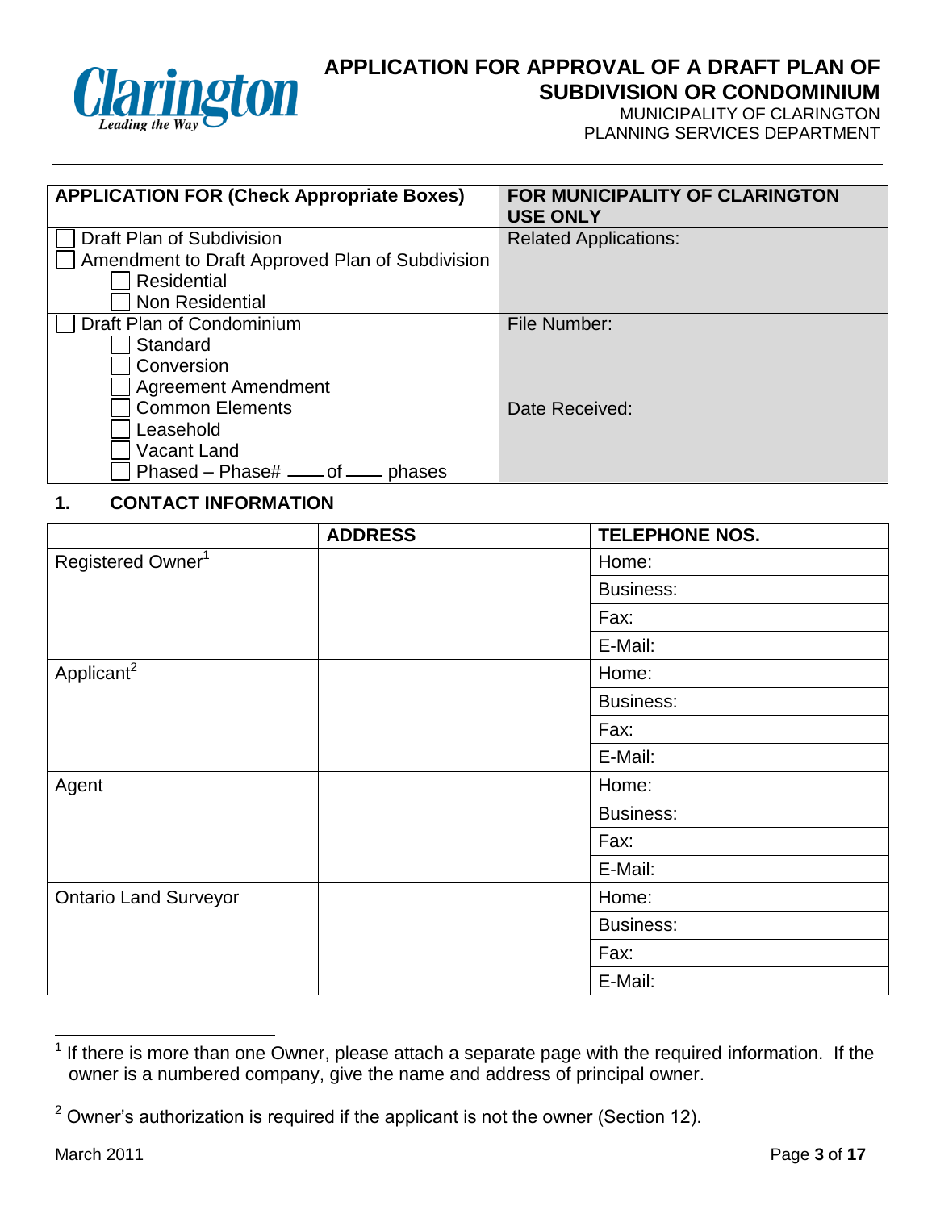# APPLICATION FOR APPROVAL OF A DRAFT PLAN OF SUBDIVISION OR CONDOMINIUM

MUNICIPALITY OF CLARINGTON
PLANNING SERVICES DEPARTMENT

| APPLICATION FOR (Check Appropriate Boxes) | FOR MUNICIPALITY OF CLARINGTON USE ONLY |
|---|---|
| ☐ Draft Plan of Subdivision<br>☐ Amendment to Draft Approved Plan of Subdivision<br>&nbsp;&nbsp;&nbsp;&nbsp;☐ Residential<br>&nbsp;&nbsp;&nbsp;&nbsp;☐ Non Residential | Related Applications: |
| ☐ Draft Plan of Condominium<br>&nbsp;&nbsp;&nbsp;&nbsp;☐ Standard<br>&nbsp;&nbsp;&nbsp;&nbsp;☐ Conversion<br>&nbsp;&nbsp;&nbsp;&nbsp;☐ Agreement Amendment | File Number: |
| &nbsp;&nbsp;&nbsp;&nbsp;☐ Common Elements<br>&nbsp;&nbsp;&nbsp;&nbsp;☐ Leasehold<br>&nbsp;&nbsp;&nbsp;&nbsp;☐ Vacant Land<br>&nbsp;&nbsp;&nbsp;&nbsp;☐ Phased – Phase# ____ of ____ phases | Date Received: |

## 1. CONTACT INFORMATION

| | ADDRESS | TELEPHONE NOS. |
|---|---|---|
| Registered Owner[1] | | Home: |
| | | Business: |
| | | Fax: |
| | | E-Mail: |
| Applicant[2] | | Home: |
| | | Business: |
| | | Fax: |
| | | E-Mail: |
| Agent | | Home: |
| | | Business: |
| | | Fax: |
| | | E-Mail: |
| Ontario Land Surveyor | | Home: |
| | | Business: |
| | | Fax: |
| | | E-Mail: |

[1] If there is more than one Owner, please attach a separate page with the required information. If the owner is a numbered company, give the name and address of principal owner.

[2] Owner's authorization is required if the applicant is not the owner (Section 12).

March 2011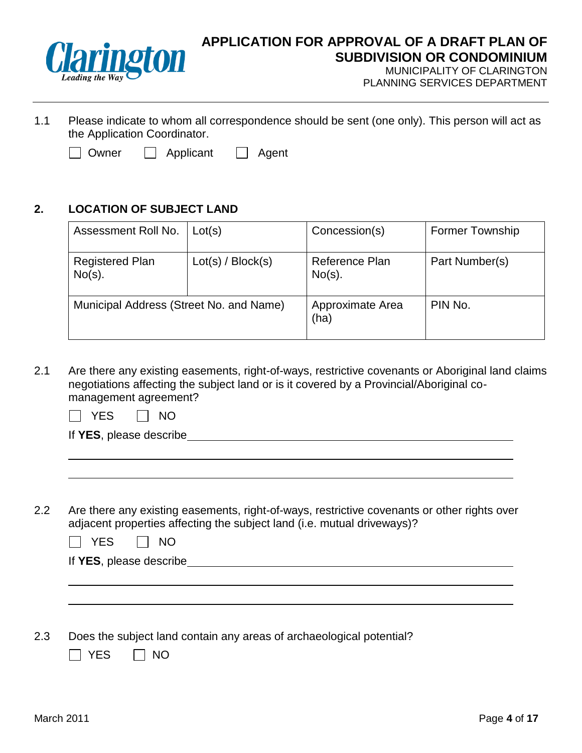1.1 Please indicate to whom all correspondence should be sent (one only). This person will act as the Application Coordinator.

☐ Owner ☐ Applicant ☐ Agent

## 2. LOCATION OF SUBJECT LAND

| Assessment Roll No. | Lot(s) | Concession(s) | Former Township |
|---|---|---|---|
| Registered Plan No(s). | Lot(s) / Block(s) | Reference Plan No(s). | Part Number(s) |
| Municipal Address (Street No. and Name) | | Approximate Area (ha) | PIN No. |

2.1 Are there any existing easements, right-of-ways, restrictive covenants or Aboriginal land claims negotiations affecting the subject land or is it covered by a Provincial/Aboriginal co-management agreement?

☐ YES ☐ NO

If **YES**, please describe \_\_\_\_\_\_\_\_\_\_\_\_\_\_\_\_\_\_\_\_\_\_\_\_\_\_\_\_\_\_\_\_\_\_\_\_\_\_\_\_\_\_\_\_\_\_\_\_\_\_\_\_

2.2 Are there any existing easements, right-of-ways, restrictive covenants or other rights over adjacent properties affecting the subject land (i.e. mutual driveways)?

☐ YES ☐ NO

If **YES**, please describe \_\_\_\_\_\_\_\_\_\_\_\_\_\_\_\_\_\_\_\_\_\_\_\_\_\_\_\_\_\_\_\_\_\_\_\_\_\_\_\_\_\_\_\_\_\_\_\_\_\_\_\_

2.3 Does the subject land contain any areas of archaeological potential?

☐ YES ☐ NO

March 2011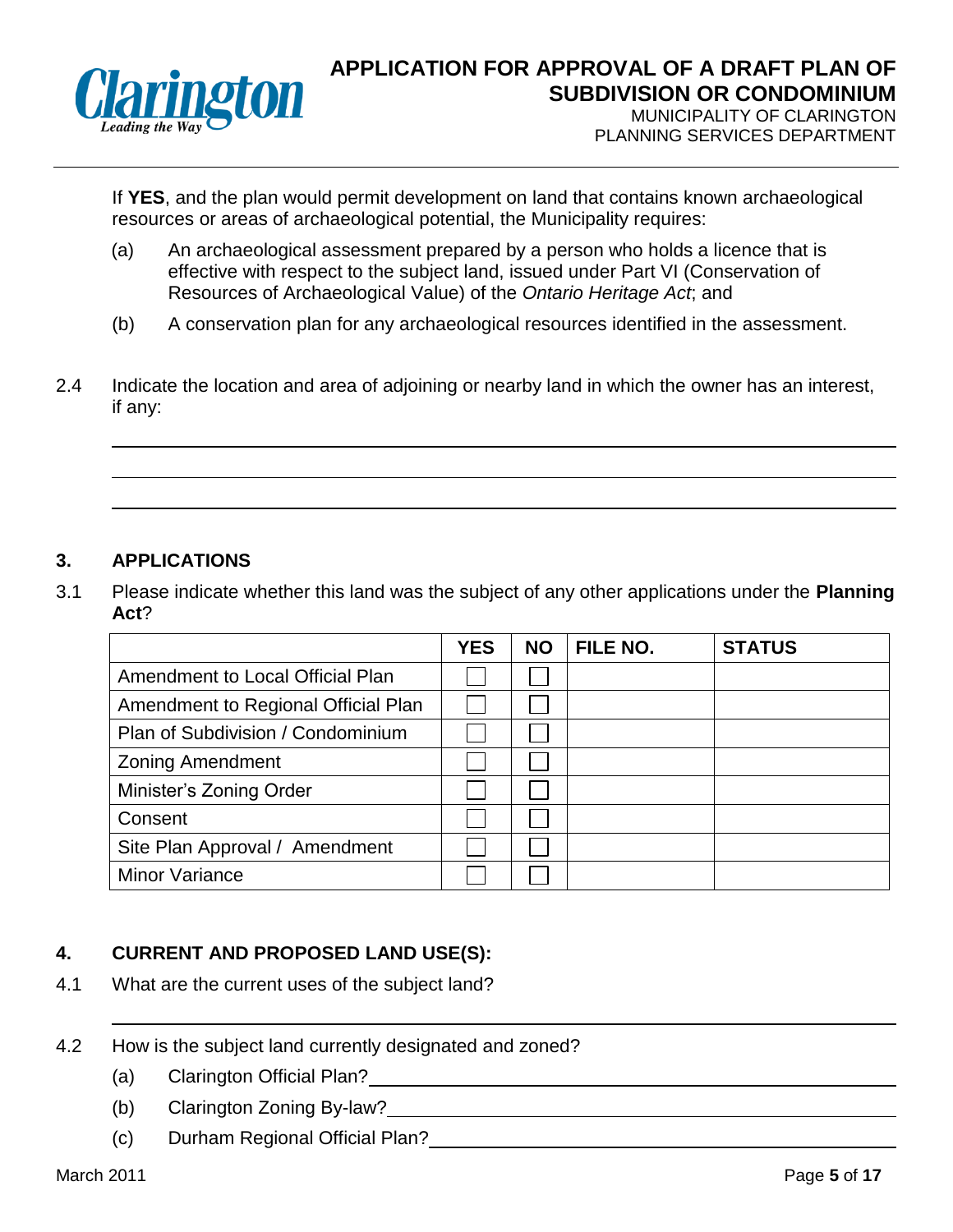If **YES**, and the plan would permit development on land that contains known archaeological resources or areas of archaeological potential, the Municipality requires:

(a) An archaeological assessment prepared by a person who holds a licence that is effective with respect to the subject land, issued under Part VI (Conservation of Resources of Archaeological Value) of the *Ontario Heritage Act*; and

(b) A conservation plan for any archaeological resources identified in the assessment.

2.4 Indicate the location and area of adjoining or nearby land in which the owner has an interest, if any:

\_\_\_\_\_\_\_\_\_\_\_\_\_\_\_\_\_\_\_\_\_\_\_\_\_\_\_\_\_\_\_\_\_\_\_\_\_\_\_\_\_\_\_\_\_\_\_\_\_\_\_\_\_\_\_\_\_\_\_\_\_\_\_\_\_\_\_\_\_\_\_\_

\_\_\_\_\_\_\_\_\_\_\_\_\_\_\_\_\_\_\_\_\_\_\_\_\_\_\_\_\_\_\_\_\_\_\_\_\_\_\_\_\_\_\_\_\_\_\_\_\_\_\_\_\_\_\_\_\_\_\_\_\_\_\_\_\_\_\_\_\_\_\_\_

\_\_\_\_\_\_\_\_\_\_\_\_\_\_\_\_\_\_\_\_\_\_\_\_\_\_\_\_\_\_\_\_\_\_\_\_\_\_\_\_\_\_\_\_\_\_\_\_\_\_\_\_\_\_\_\_\_\_\_\_\_\_\_\_\_\_\_\_\_\_\_\_

## 3. APPLICATIONS

3.1 Please indicate whether this land was the subject of any other applications under the **Planning Act**?

| | YES | NO | FILE NO. | STATUS |
|---|---|---|---|---|
| Amendment to Local Official Plan | ☐ | ☐ | | |
| Amendment to Regional Official Plan | ☐ | ☐ | | |
| Plan of Subdivision / Condominium | ☐ | ☐ | | |
| Zoning Amendment | ☐ | ☐ | | |
| Minister's Zoning Order | ☐ | ☐ | | |
| Consent | ☐ | ☐ | | |
| Site Plan Approval / Amendment | ☐ | ☐ | | |
| Minor Variance | ☐ | ☐ | | |

## 4. CURRENT AND PROPOSED LAND USE(S):

4.1 What are the current uses of the subject land?

\_\_\_\_\_\_\_\_\_\_\_\_\_\_\_\_\_\_\_\_\_\_\_\_\_\_\_\_\_\_\_\_\_\_\_\_\_\_\_\_\_\_\_\_\_\_\_\_\_\_\_\_\_\_\_\_\_\_\_\_\_\_\_\_\_\_\_\_\_\_\_\_

4.2 How is the subject land currently designated and zoned?

(a) Clarington Official Plan? \_\_\_\_\_\_\_\_\_\_\_\_\_\_\_\_\_\_\_\_\_\_\_\_\_\_\_\_\_\_\_\_\_\_\_\_\_\_\_\_\_\_\_\_

(b) Clarington Zoning By-law? \_\_\_\_\_\_\_\_\_\_\_\_\_\_\_\_\_\_\_\_\_\_\_\_\_\_\_\_\_\_\_\_\_\_\_\_\_\_\_\_\_\_\_\_

(c) Durham Regional Official Plan? \_\_\_\_\_\_\_\_\_\_\_\_\_\_\_\_\_\_\_\_\_\_\_\_\_\_\_\_\_\_\_\_\_\_\_\_\_\_\_\_\_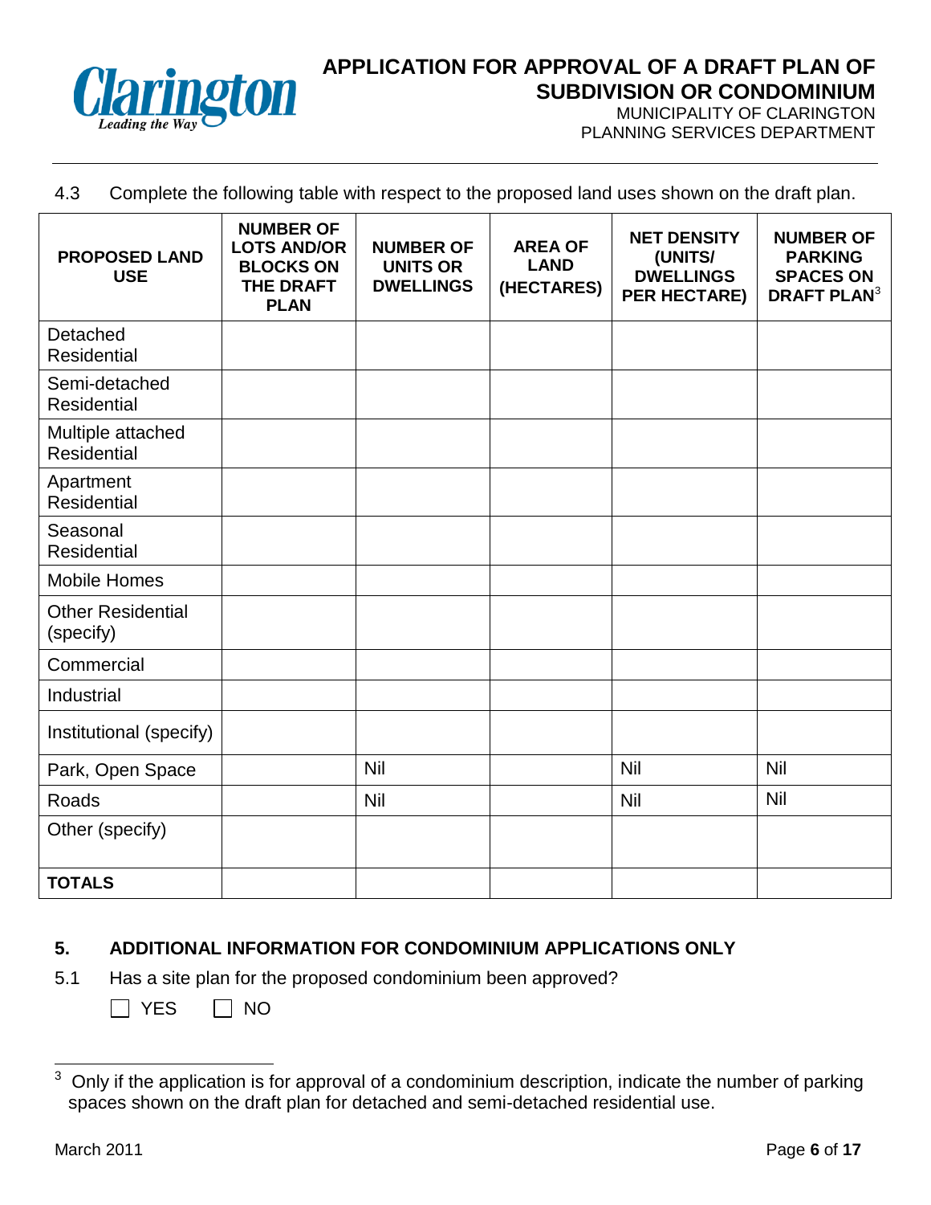4.3 Complete the following table with respect to the proposed land uses shown on the draft plan.

| PROPOSED LAND USE | NUMBER OF LOTS AND/OR BLOCKS ON THE DRAFT PLAN | NUMBER OF UNITS OR DWELLINGS | AREA OF LAND (HECTARES) | NET DENSITY (UNITS/ DWELLINGS PER HECTARE) | NUMBER OF PARKING SPACES ON DRAFT PLAN[3] |
|---|---|---|---|---|---|
| Detached Residential | | | | | |
| Semi-detached Residential | | | | | |
| Multiple attached Residential | | | | | |
| Apartment Residential | | | | | |
| Seasonal Residential | | | | | |
| Mobile Homes | | | | | |
| Other Residential (specify) | | | | | |
| Commercial | | | | | |
| Industrial | | | | | |
| Institutional (specify) | | | | | |
| Park, Open Space | | Nil | | Nil | Nil |
| Roads | | Nil | | Nil | Nil |
| Other (specify) | | | | | |
| **TOTALS** | | | | | |

## 5. ADDITIONAL INFORMATION FOR CONDOMINIUM APPLICATIONS ONLY

5.1 Has a site plan for the proposed condominium been approved?

☐ YES ☐ NO

[3] Only if the application is for approval of a condominium description, indicate the number of parking spaces shown on the draft plan for detached and semi-detached residential use.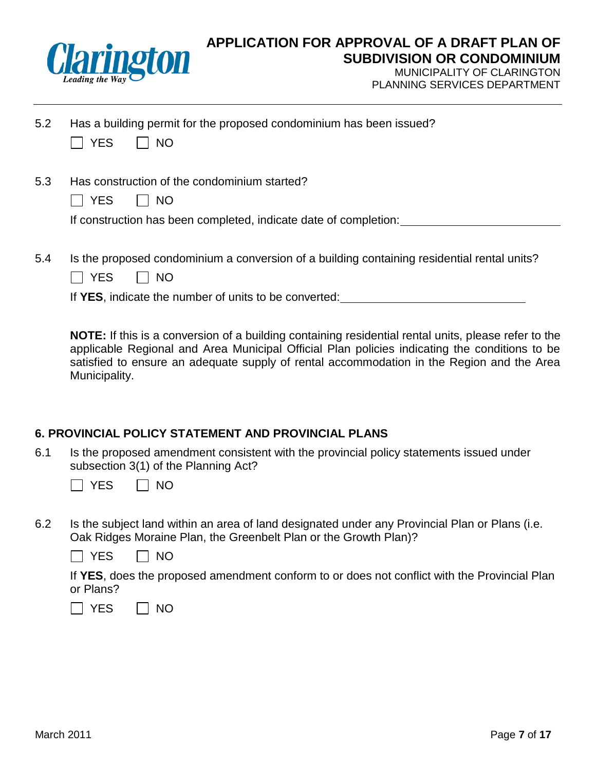5.2 Has a building permit for the proposed condominium has been issued?

☐ YES ☐ NO

5.3 Has construction of the condominium started?

☐ YES ☐ NO

If construction has been completed, indicate date of completion: ________________________

5.4 Is the proposed condominium a conversion of a building containing residential rental units?

☐ YES ☐ NO

If **YES**, indicate the number of units to be converted: ____________________________

**NOTE:** If this is a conversion of a building containing residential rental units, please refer to the applicable Regional and Area Municipal Official Plan policies indicating the conditions to be satisfied to ensure an adequate supply of rental accommodation in the Region and the Area Municipality.

## 6. PROVINCIAL POLICY STATEMENT AND PROVINCIAL PLANS

6.1 Is the proposed amendment consistent with the provincial policy statements issued under subsection 3(1) of the Planning Act?

☐ YES ☐ NO

6.2 Is the subject land within an area of land designated under any Provincial Plan or Plans (i.e. Oak Ridges Moraine Plan, the Greenbelt Plan or the Growth Plan)?

☐ YES ☐ NO

If **YES**, does the proposed amendment conform to or does not conflict with the Provincial Plan or Plans?

☐ YES ☐ NO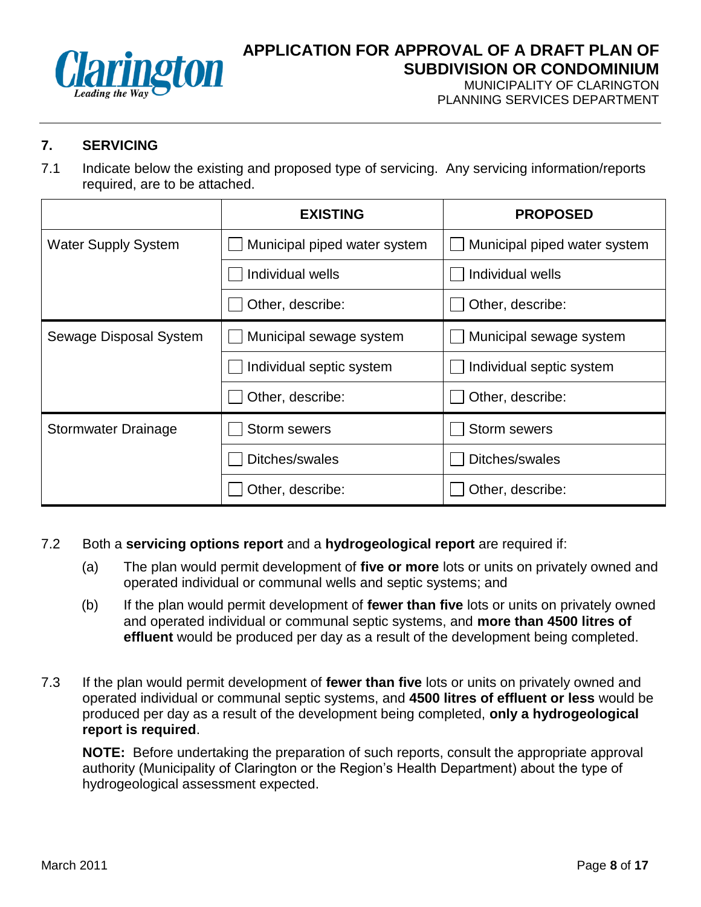## 7. SERVICING

7.1 Indicate below the existing and proposed type of servicing. Any servicing information/reports required, are to be attached.

| | EXISTING | PROPOSED |
|---|---|---|
| Water Supply System | ☐ Municipal piped water system | ☐ Municipal piped water system |
| | ☐ Individual wells | ☐ Individual wells |
| | ☐ Other, describe: | ☐ Other, describe: |
| Sewage Disposal System | ☐ Municipal sewage system | ☐ Municipal sewage system |
| | ☐ Individual septic system | ☐ Individual septic system |
| | ☐ Other, describe: | ☐ Other, describe: |
| Stormwater Drainage | ☐ Storm sewers | ☐ Storm sewers |
| | ☐ Ditches/swales | ☐ Ditches/swales |
| | ☐ Other, describe: | ☐ Other, describe: |

7.2 Both a **servicing options report** and a **hydrogeological report** are required if:

(a) The plan would permit development of **five or more** lots or units on privately owned and operated individual or communal wells and septic systems; and

(b) If the plan would permit development of **fewer than five** lots or units on privately owned and operated individual or communal septic systems, and **more than 4500 litres of effluent** would be produced per day as a result of the development being completed.

7.3 If the plan would permit development of **fewer than five** lots or units on privately owned and operated individual or communal septic systems, and **4500 litres of effluent or less** would be produced per day as a result of the development being completed, **only a hydrogeological report is required**.

**NOTE:** Before undertaking the preparation of such reports, consult the appropriate approval authority (Municipality of Clarington or the Region's Health Department) about the type of hydrogeological assessment expected.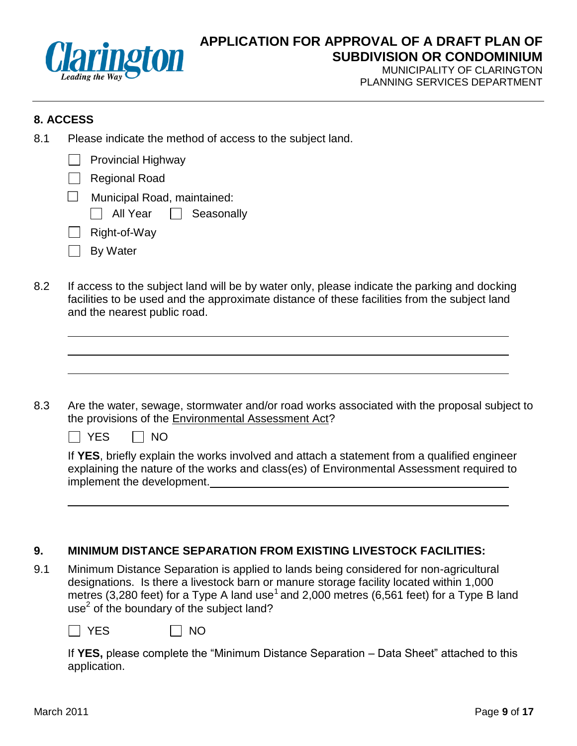## 8. ACCESS

8.1 Please indicate the method of access to the subject land.

- ☐ Provincial Highway
- ☐ Regional Road
- ☐ Municipal Road, maintained:
  - ☐ All Year ☐ Seasonally
- ☐ Right-of-Way
- ☐ By Water

8.2 If access to the subject land will be by water only, please indicate the parking and docking facilities to be used and the approximate distance of these facilities from the subject land and the nearest public road.

\_\_\_\_\_\_\_\_\_\_\_\_\_\_\_\_\_\_\_\_\_\_\_\_\_\_\_\_\_\_\_\_\_\_\_\_\_\_\_\_\_\_\_\_\_\_\_\_\_\_\_\_\_\_\_\_\_\_\_\_

\_\_\_\_\_\_\_\_\_\_\_\_\_\_\_\_\_\_\_\_\_\_\_\_\_\_\_\_\_\_\_\_\_\_\_\_\_\_\_\_\_\_\_\_\_\_\_\_\_\_\_\_\_\_\_\_\_\_\_\_

\_\_\_\_\_\_\_\_\_\_\_\_\_\_\_\_\_\_\_\_\_\_\_\_\_\_\_\_\_\_\_\_\_\_\_\_\_\_\_\_\_\_\_\_\_\_\_\_\_\_\_\_\_\_\_\_\_\_\_\_

8.3 Are the water, sewage, stormwater and/or road works associated with the proposal subject to the provisions of the Environmental Assessment Act?

☐ YES ☐ NO

If **YES**, briefly explain the works involved and attach a statement from a qualified engineer explaining the nature of the works and class(es) of Environmental Assessment required to implement the development.\_\_\_\_\_\_\_\_\_\_\_\_\_\_\_\_\_\_\_\_\_\_\_\_\_\_\_\_\_\_\_\_\_\_\_\_

\_\_\_\_\_\_\_\_\_\_\_\_\_\_\_\_\_\_\_\_\_\_\_\_\_\_\_\_\_\_\_\_\_\_\_\_\_\_\_\_\_\_\_\_\_\_\_\_\_\_\_\_\_\_\_\_\_\_\_\_

## 9. MINIMUM DISTANCE SEPARATION FROM EXISTING LIVESTOCK FACILITIES:

9.1 Minimum Distance Separation is applied to lands being considered for non-agricultural designations. Is there a livestock barn or manure storage facility located within 1,000 metres (3,280 feet) for a Type A land use[1] and 2,000 metres (6,561 feet) for a Type B land use[2] of the boundary of the subject land?

☐ YES ☐ NO

If **YES,** please complete the "Minimum Distance Separation – Data Sheet" attached to this application.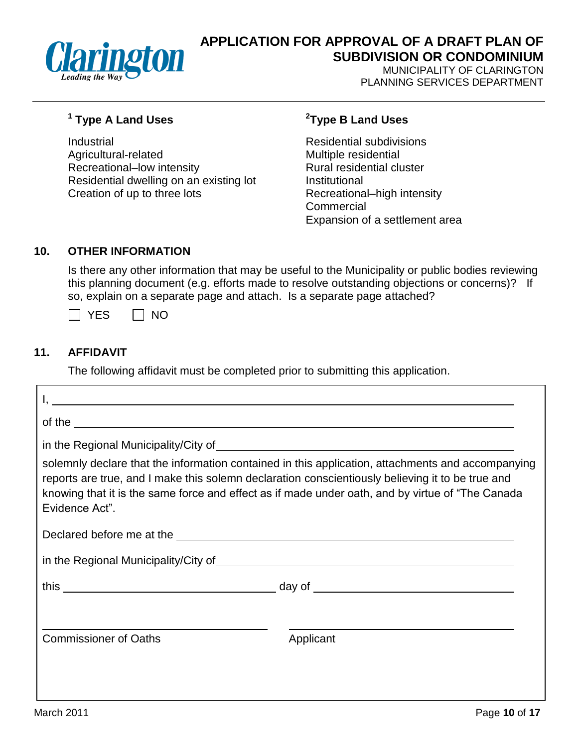### [1] Type A Land Uses

Industrial
Agricultural-related
Recreational–low intensity
Residential dwelling on an existing lot
Creation of up to three lots

### [2] Type B Land Uses

Residential subdivisions
Multiple residential
Rural residential cluster
Institutional
Recreational–high intensity
Commercial
Expansion of a settlement area

## 10. OTHER INFORMATION

Is there any other information that may be useful to the Municipality or public bodies reviewing this planning document (e.g. efforts made to resolve outstanding objections or concerns)? If so, explain on a separate page and attach. Is a separate page attached?

☐ YES ☐ NO

## 11. AFFIDAVIT

The following affidavit must be completed prior to submitting this application.

I, ______________________________________________

of the ______________________________________________

in the Regional Municipality/City of ______________________________________________

solemnly declare that the information contained in this application, attachments and accompanying reports are true, and I make this solemn declaration conscientiously believing it to be true and knowing that it is the same force and effect as if made under oath, and by virtue of "The Canada Evidence Act".

Declared before me at the ______________________________________________

in the Regional Municipality/City of ______________________________________________

this ____________________ day of ____________________

______________________________ ______________________________
Commissioner of Oaths Applicant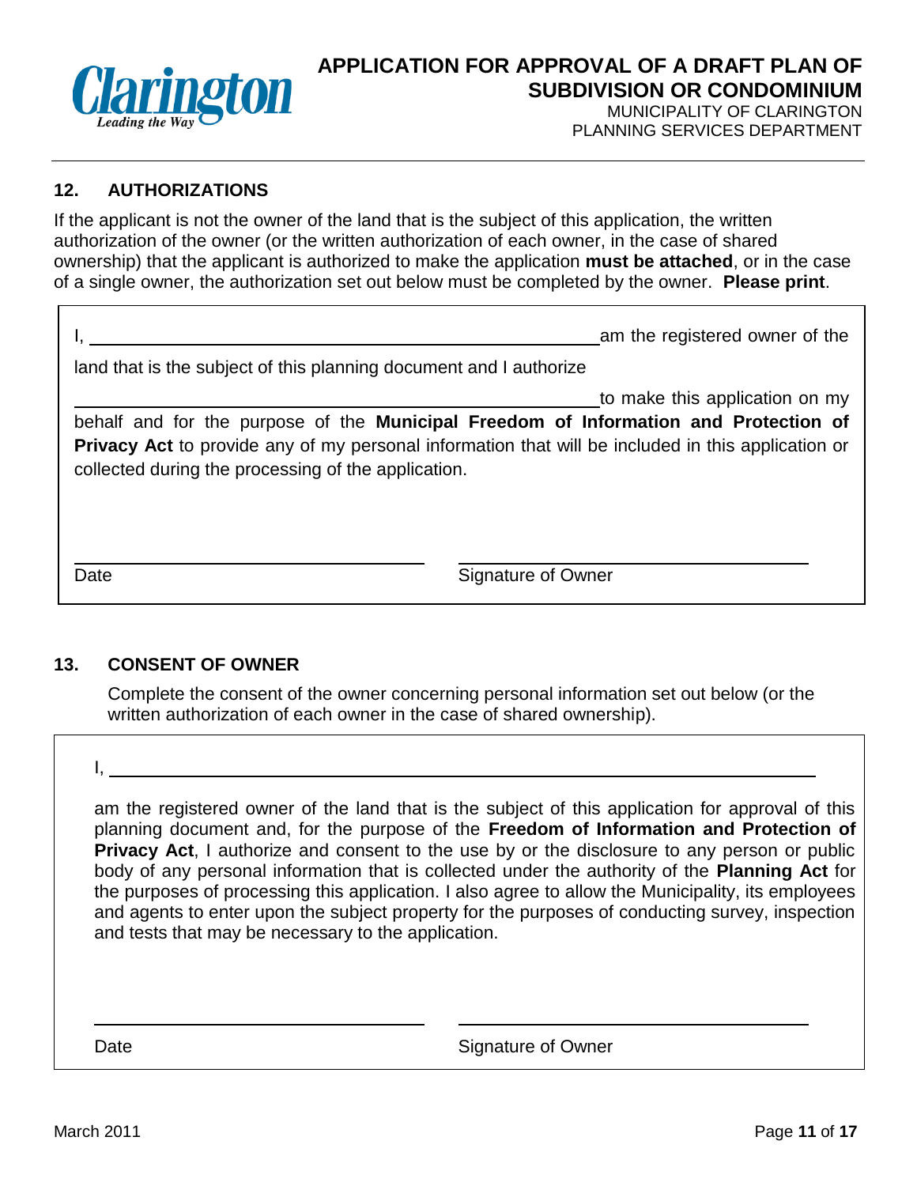## 12. AUTHORIZATIONS

If the applicant is not the owner of the land that is the subject of this application, the written authorization of the owner (or the written authorization of each owner, in the case of shared ownership) that the applicant is authorized to make the application **must be attached**, or in the case of a single owner, the authorization set out below must be completed by the owner. **Please print**.

I, ______________________________________________ am the registered owner of the land that is the subject of this planning document and I authorize

______________________________________________ to make this application on my behalf and for the purpose of the **Municipal Freedom of Information and Protection of Privacy Act** to provide any of my personal information that will be included in this application or collected during the processing of the application.

______________________________ ______________________________

Date Signature of Owner

## 13. CONSENT OF OWNER

Complete the consent of the owner concerning personal information set out below (or the written authorization of each owner in the case of shared ownership).

I, ______________________________________________________________

am the registered owner of the land that is the subject of this application for approval of this planning document and, for the purpose of the **Freedom of Information and Protection of Privacy Act**, I authorize and consent to the use by or the disclosure to any person or public body of any personal information that is collected under the authority of the **Planning Act** for the purposes of processing this application. I also agree to allow the Municipality, its employees and agents to enter upon the subject property for the purposes of conducting survey, inspection and tests that may be necessary to the application.

______________________________ ______________________________

Date Signature of Owner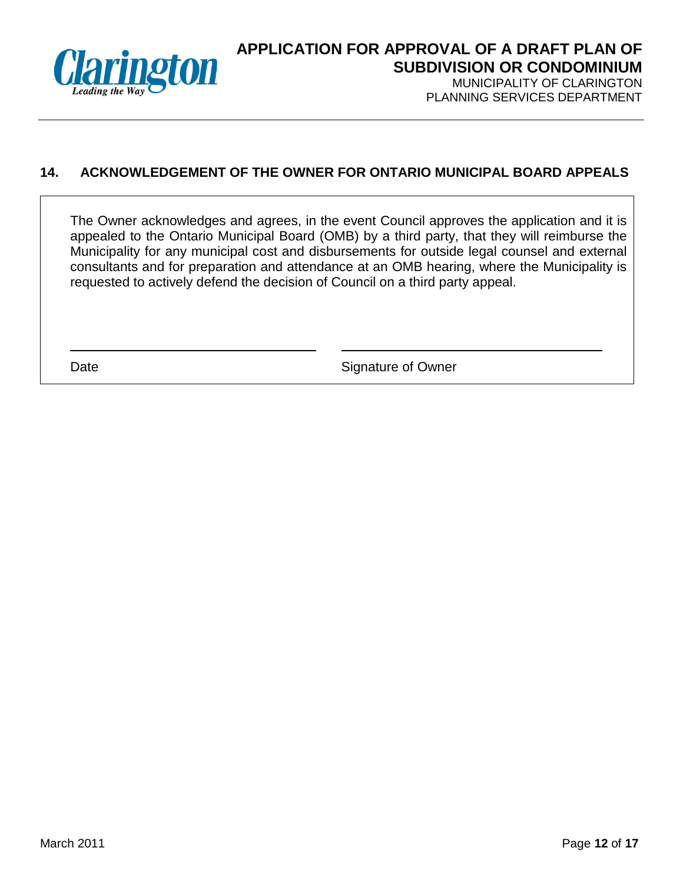## 14. ACKNOWLEDGEMENT OF THE OWNER FOR ONTARIO MUNICIPAL BOARD APPEALS

The Owner acknowledges and agrees, in the event Council approves the application and it is appealed to the Ontario Municipal Board (OMB) by a third party, that they will reimburse the Municipality for any municipal cost and disbursements for outside legal counsel and external consultants and for preparation and attendance at an OMB hearing, where the Municipality is requested to actively defend the decision of Council on a third party appeal.

\_\_\_\_\_\_\_\_\_\_\_\_\_\_\_\_\_\_\_\_\_\_\_\_\_\_\_\_ \_\_\_\_\_\_\_\_\_\_\_\_\_\_\_\_\_\_\_\_\_\_\_\_\_\_\_\_

Date Signature of Owner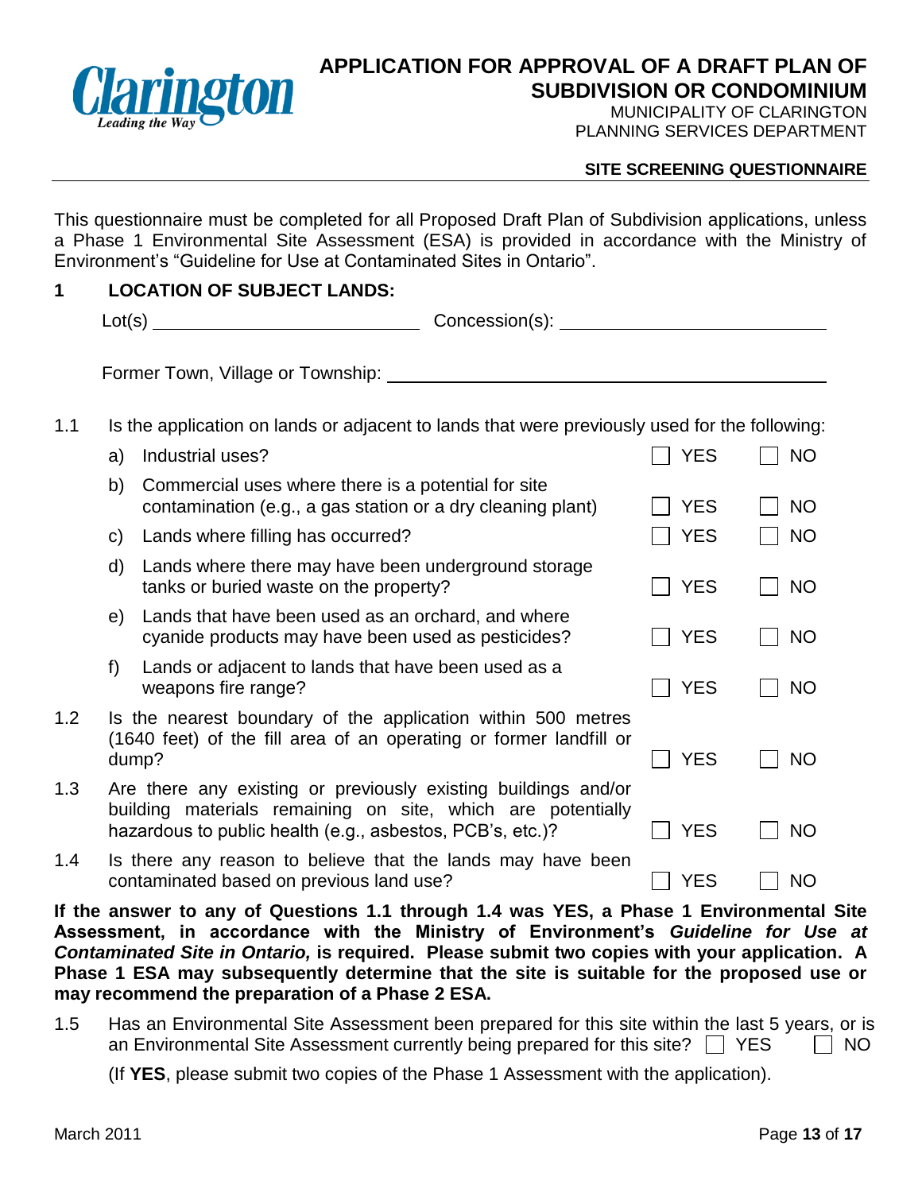# APPLICATION FOR APPROVAL OF A DRAFT PLAN OF SUBDIVISION OR CONDOMINIUM

MUNICIPALITY OF CLARINGTON
PLANNING SERVICES DEPARTMENT

**SITE SCREENING QUESTIONNAIRE**

This questionnaire must be completed for all Proposed Draft Plan of Subdivision applications, unless a Phase 1 Environmental Site Assessment (ESA) is provided in accordance with the Ministry of Environment's "Guideline for Use at Contaminated Sites in Ontario".

## 1 LOCATION OF SUBJECT LANDS:

Lot(s) ______________________ Concession(s): ______________________

Former Town, Village or Township: ______________________________

1.1 Is the application on lands or adjacent to lands that were previously used for the following:

| | | | |
|---|---|---|---|
| a) | Industrial uses? | ☐ YES | ☐ NO |
| b) | Commercial uses where there is a potential for site contamination (e.g., a gas station or a dry cleaning plant) | ☐ YES | ☐ NO |
| c) | Lands where filling has occurred? | ☐ YES | ☐ NO |
| d) | Lands where there may have been underground storage tanks or buried waste on the property? | ☐ YES | ☐ NO |
| e) | Lands that have been used as an orchard, and where cyanide products may have been used as pesticides? | ☐ YES | ☐ NO |
| f) | Lands or adjacent to lands that have been used as a weapons fire range? | ☐ YES | ☐ NO |

1.2 Is the nearest boundary of the application within 500 metres (1640 feet) of the fill area of an operating or former landfill or dump? ☐ YES ☐ NO

1.3 Are there any existing or previously existing buildings and/or building materials remaining on site, which are potentially hazardous to public health (e.g., asbestos, PCB's, etc.)? ☐ YES ☐ NO

1.4 Is there any reason to believe that the lands may have been contaminated based on previous land use? ☐ YES ☐ NO

**If the answer to any of Questions 1.1 through 1.4 was YES, a Phase 1 Environmental Site Assessment, in accordance with the Ministry of Environment's *Guideline for Use at Contaminated Site in Ontario,* is required. Please submit two copies with your application. A Phase 1 ESA may subsequently determine that the site is suitable for the proposed use or may recommend the preparation of a Phase 2 ESA.**

1.5 Has an Environmental Site Assessment been prepared for this site within the last 5 years, or is an Environmental Site Assessment currently being prepared for this site? ☐ YES ☐ NO

(If **YES**, please submit two copies of the Phase 1 Assessment with the application).

March 2011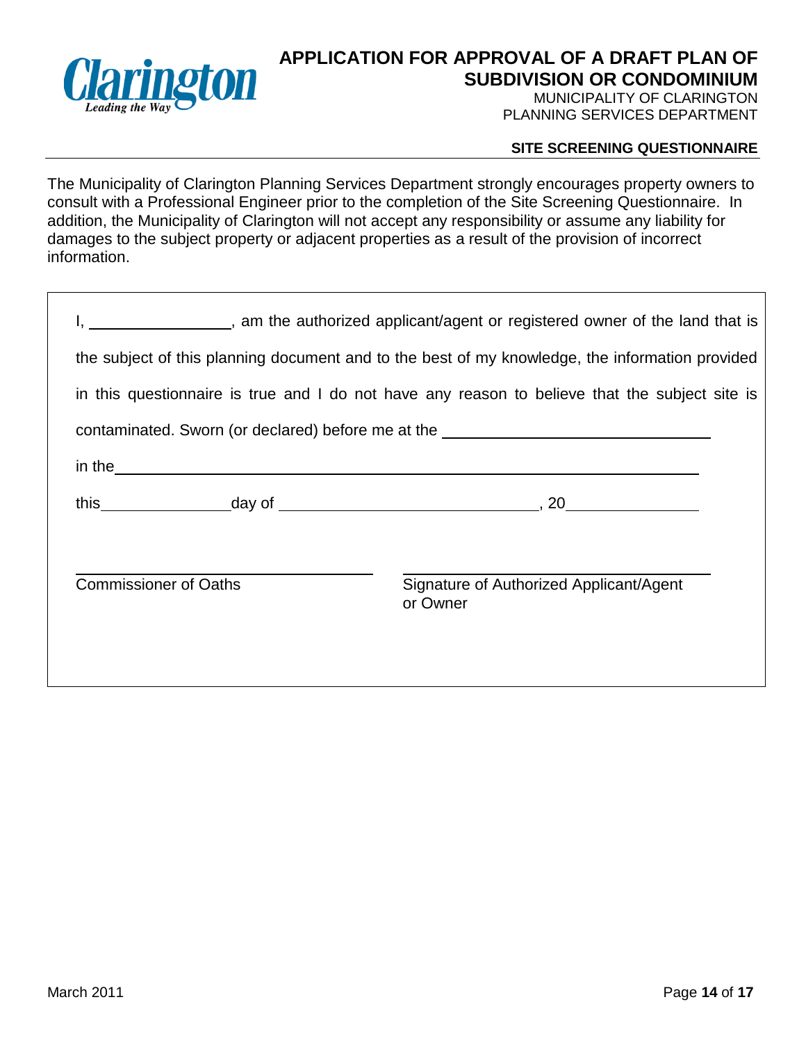# APPLICATION FOR APPROVAL OF A DRAFT PLAN OF SUBDIVISION OR CONDOMINIUM

MUNICIPALITY OF CLARINGTON
PLANNING SERVICES DEPARTMENT

**SITE SCREENING QUESTIONNAIRE**

The Municipality of Clarington Planning Services Department strongly encourages property owners to consult with a Professional Engineer prior to the completion of the Site Screening Questionnaire. In addition, the Municipality of Clarington will not accept any responsibility or assume any liability for damages to the subject property or adjacent properties as a result of the provision of incorrect information.

I, \_\_\_\_\_\_\_\_\_\_\_\_\_\_\_\_, am the authorized applicant/agent or registered owner of the land that is the subject of this planning document and to the best of my knowledge, the information provided in this questionnaire is true and I do not have any reason to believe that the subject site is contaminated. Sworn (or declared) before me at the \_\_\_\_\_\_\_\_\_\_\_\_\_\_\_\_\_\_\_\_\_\_\_\_\_\_\_\_

in the \_\_\_\_\_\_\_\_\_\_\_\_\_\_\_\_\_\_\_\_\_\_\_\_\_\_\_\_\_\_\_\_\_\_\_\_\_\_\_\_\_\_\_\_\_\_\_\_\_\_\_\_\_\_\_\_

this \_\_\_\_\_\_\_\_\_\_\_\_\_\_ day of \_\_\_\_\_\_\_\_\_\_\_\_\_\_\_\_\_\_\_\_\_\_\_\_\_\_\_\_, 20\_\_\_\_\_\_\_\_\_\_\_\_\_\_

\_\_\_\_\_\_\_\_\_\_\_\_\_\_\_\_\_\_\_\_\_\_\_\_\_\_\_\_\_\_\_\_\_\_\_\_
Commissioner of Oaths

\_\_\_\_\_\_\_\_\_\_\_\_\_\_\_\_\_\_\_\_\_\_\_\_\_\_\_\_\_\_\_\_\_\_\_\_
Signature of Authorized Applicant/Agent or Owner

March 2011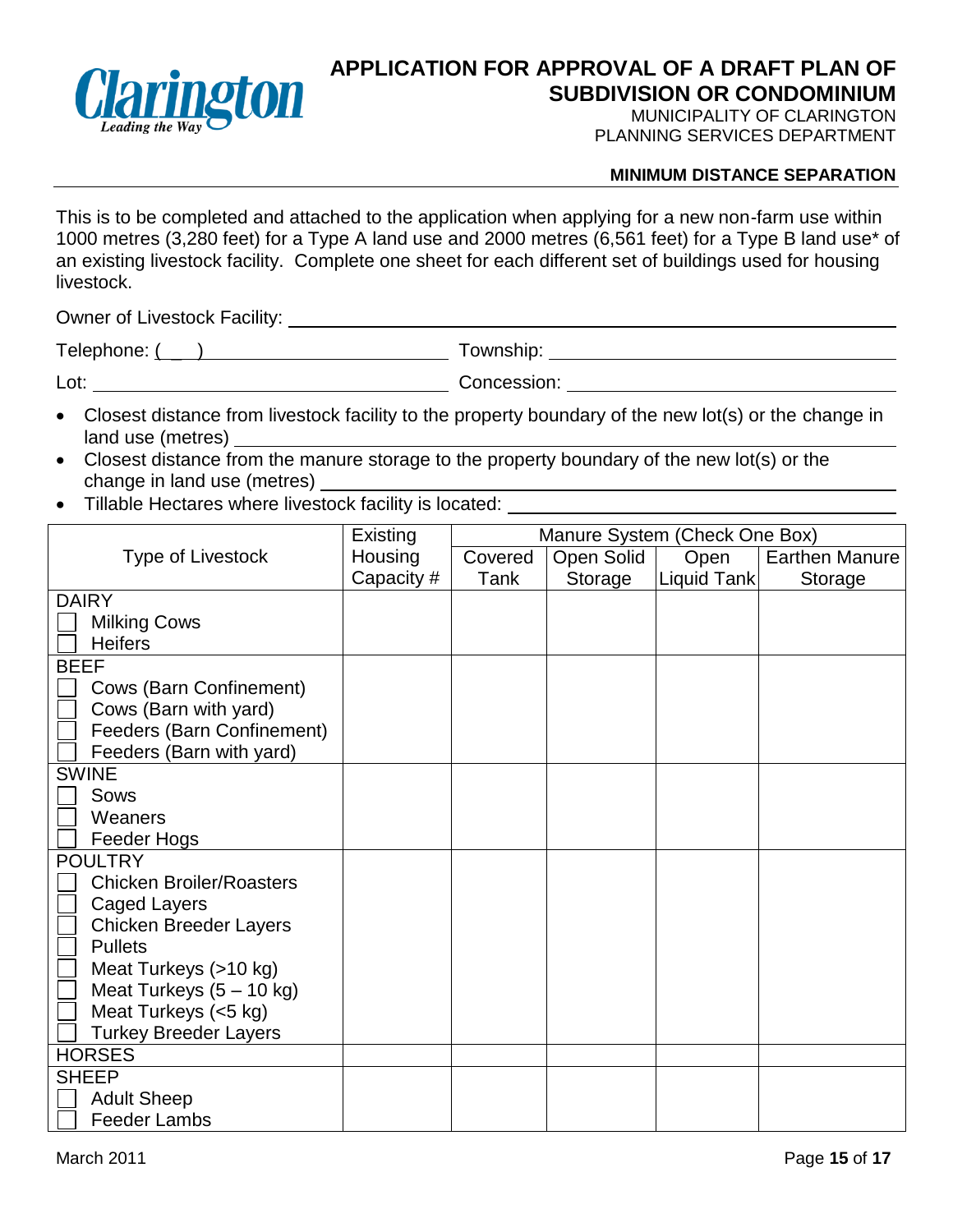# APPLICATION FOR APPROVAL OF A DRAFT PLAN OF SUBDIVISION OR CONDOMINIUM

MUNICIPALITY OF CLARINGTON
PLANNING SERVICES DEPARTMENT

**MINIMUM DISTANCE SEPARATION**

This is to be completed and attached to the application when applying for a new non-farm use within 1000 metres (3,280 feet) for a Type A land use and 2000 metres (6,561 feet) for a Type B land use* of an existing livestock facility. Complete one sheet for each different set of buildings used for housing livestock.

Owner of Livestock Facility: ______________________________

Telephone: ( ) ______________________ Township: ______________________

Lot: ______________________ Concession: ______________________

- Closest distance from livestock facility to the property boundary of the new lot(s) or the change in land use (metres) ______________________
- Closest distance from the manure storage to the property boundary of the new lot(s) or the change in land use (metres) ______________________
- Tillable Hectares where livestock facility is located: ______________________

| Type of Livestock | Existing Housing Capacity # | Manure System (Check One Box) | | | |
|---|---|---|---|---|---|
| | | Covered Tank | Open Solid Storage | Open Liquid Tank | Earthen Manure Storage |
| **DAIRY**<br>☐ Milking Cows<br>☐ Heifers | | | | | |
| **BEEF**<br>☐ Cows (Barn Confinement)<br>☐ Cows (Barn with yard)<br>☐ Feeders (Barn Confinement)<br>☐ Feeders (Barn with yard) | | | | | |
| **SWINE**<br>☐ Sows<br>☐ Weaners<br>☐ Feeder Hogs | | | | | |
| **POULTRY**<br>☐ Chicken Broiler/Roasters<br>☐ Caged Layers<br>☐ Chicken Breeder Layers<br>☐ Pullets<br>☐ Meat Turkeys (>10 kg)<br>☐ Meat Turkeys (5 – 10 kg)<br>☐ Meat Turkeys (<5 kg)<br>☐ Turkey Breeder Layers | | | | | |
| **HORSES** | | | | | |
| **SHEEP**<br>☐ Adult Sheep<br>☐ Feeder Lambs | | | | | |

March 2011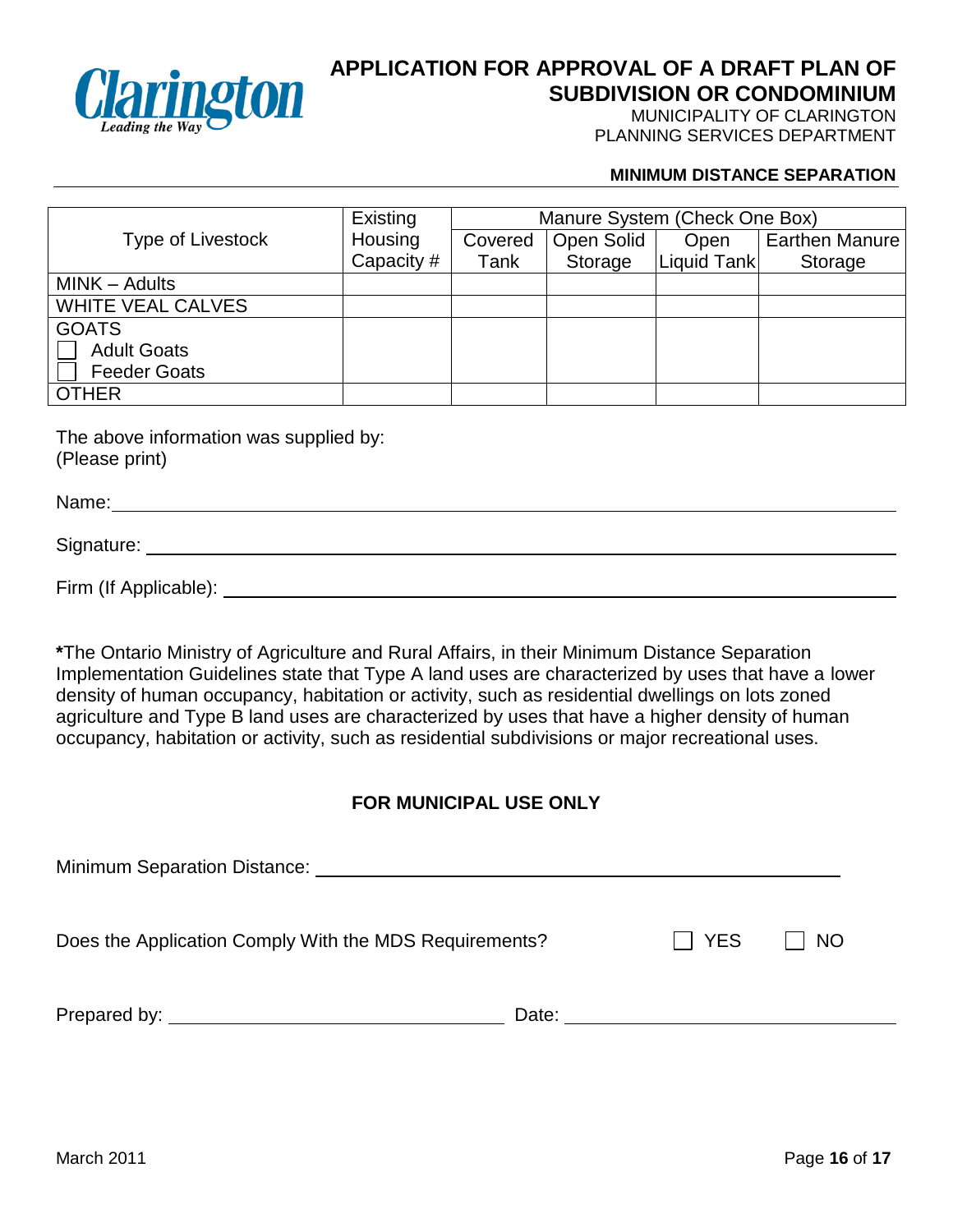# APPLICATION FOR APPROVAL OF A DRAFT PLAN OF SUBDIVISION OR CONDOMINIUM

MUNICIPALITY OF CLARINGTON
PLANNING SERVICES DEPARTMENT

**MINIMUM DISTANCE SEPARATION**

| Type of Livestock | Existing Housing Capacity # | Manure System (Check One Box) | | | |
|---|---|---|---|---|---|
| | | Covered Tank | Open Solid Storage | Open Liquid Tank | Earthen Manure Storage |
| MINK – Adults | | | | | |
| WHITE VEAL CALVES | | | | | |
| GOATS<br>☐ Adult Goats<br>☐ Feeder Goats | | | | | |
| OTHER | | | | | |

The above information was supplied by:
(Please print)

Name: ______________________________

Signature: ______________________________

Firm (If Applicable): ______________________________

***The Ontario Ministry of Agriculture and Rural Affairs, in their Minimum Distance Separation Implementation Guidelines state that Type A land uses are characterized by uses that have a lower density of human occupancy, habitation or activity, such as residential dwellings on lots zoned agriculture and Type B land uses are characterized by uses that have a higher density of human occupancy, habitation or activity, such as residential subdivisions or major recreational uses.

**FOR MUNICIPAL USE ONLY**

Minimum Separation Distance: ______________________________

Does the Application Comply With the MDS Requirements? ☐ YES ☐ NO

Prepared by: ____________________ Date: ____________________

March 2011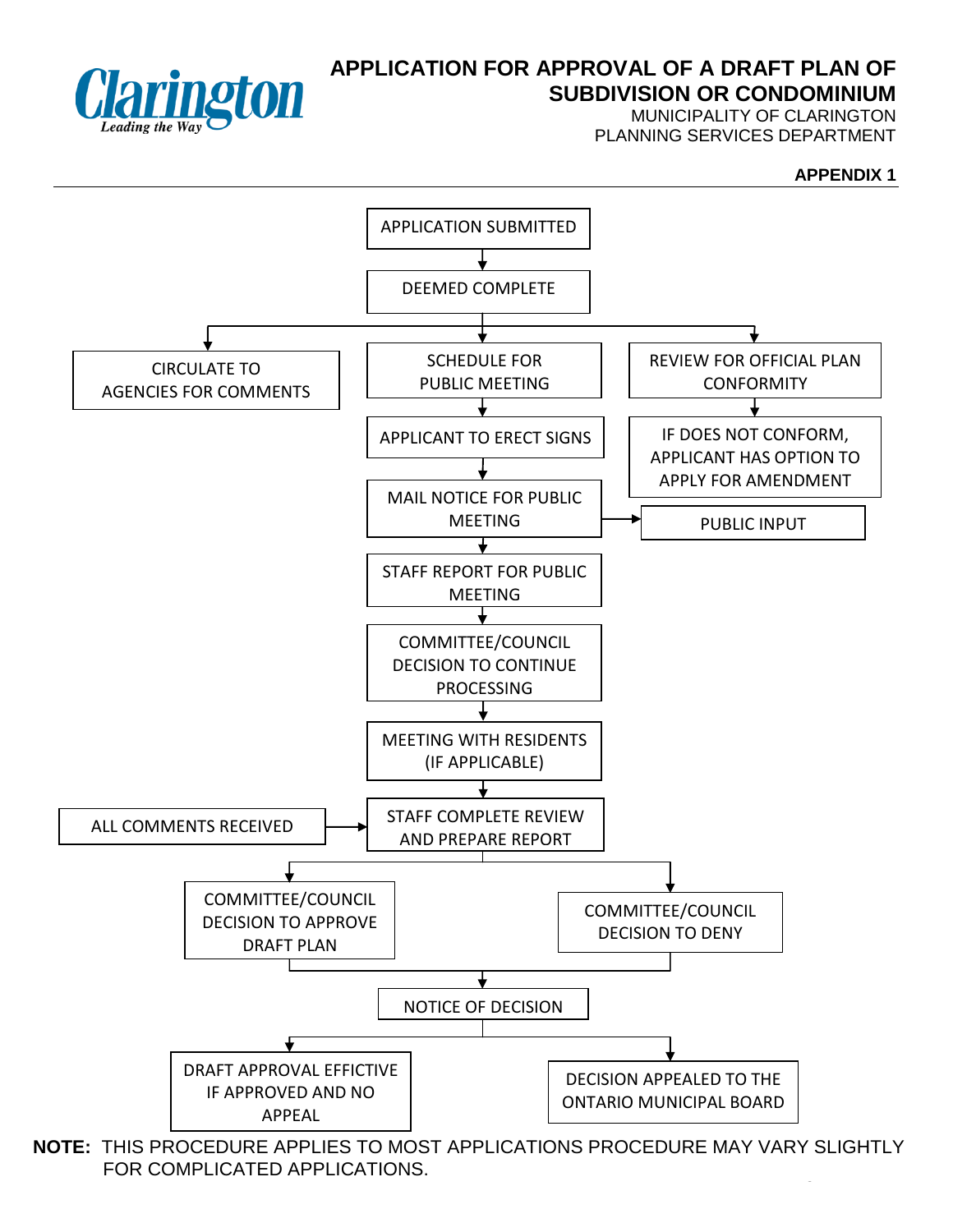# APPLICATION FOR APPROVAL OF A DRAFT PLAN OF SUBDIVISION OR CONDOMINIUM

MUNICIPALITY OF CLARINGTON
PLANNING SERVICES DEPARTMENT

**APPENDIX 1**

APPLICATION SUBMITTED

DEEMED COMPLETE

CIRCULATE TO AGENCIES FOR COMMENTS

SCHEDULE FOR PUBLIC MEETING

REVIEW FOR OFFICIAL PLAN CONFORMITY

APPLICANT TO ERECT SIGNS

IF DOES NOT CONFORM, APPLICANT HAS OPTION TO APPLY FOR AMENDMENT

MAIL NOTICE FOR PUBLIC MEETING

PUBLIC INPUT

STAFF REPORT FOR PUBLIC MEETING

COMMITTEE/COUNCIL DECISION TO CONTINUE PROCESSING

MEETING WITH RESIDENTS (IF APPLICABLE)

ALL COMMENTS RECEIVED

STAFF COMPLETE REVIEW AND PREPARE REPORT

COMMITTEE/COUNCIL DECISION TO APPROVE DRAFT PLAN

COMMITTEE/COUNCIL DECISION TO DENY

NOTICE OF DECISION

DRAFT APPROVAL EFFICTIVE IF APPROVED AND NO APPEAL

DECISION APPEALED TO THE ONTARIO MUNICIPAL BOARD

**NOTE:** THIS PROCEDURE APPLIES TO MOST APPLICATIONS PROCEDURE MAY VARY SLIGHTLY FOR COMPLICATED APPLICATIONS.